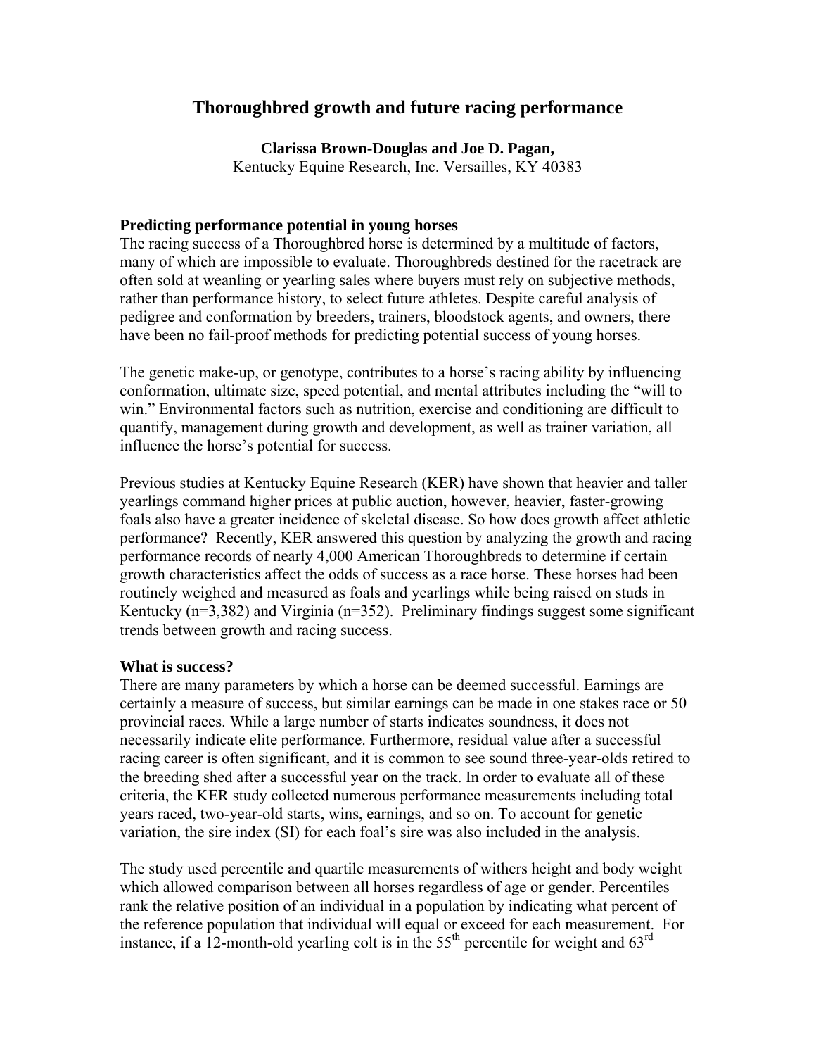# Thoroughbred growth and future racing performance

**Clarissa Brown-Douglas and Joe D. Pagan,**
Kentucky Equine Research, Inc. Versailles, KY 40383

## Predicting performance potential in young horses

The racing success of a Thoroughbred horse is determined by a multitude of factors, many of which are impossible to evaluate. Thoroughbreds destined for the racetrack are often sold at weanling or yearling sales where buyers must rely on subjective methods, rather than performance history, to select future athletes. Despite careful analysis of pedigree and conformation by breeders, trainers, bloodstock agents, and owners, there have been no fail-proof methods for predicting potential success of young horses.

The genetic make-up, or genotype, contributes to a horse's racing ability by influencing conformation, ultimate size, speed potential, and mental attributes including the "will to win." Environmental factors such as nutrition, exercise and conditioning are difficult to quantify, management during growth and development, as well as trainer variation, all influence the horse's potential for success.

Previous studies at Kentucky Equine Research (KER) have shown that heavier and taller yearlings command higher prices at public auction, however, heavier, faster-growing foals also have a greater incidence of skeletal disease. So how does growth affect athletic performance? Recently, KER answered this question by analyzing the growth and racing performance records of nearly 4,000 American Thoroughbreds to determine if certain growth characteristics affect the odds of success as a race horse. These horses had been routinely weighed and measured as foals and yearlings while being raised on studs in Kentucky (n=3,382) and Virginia (n=352). Preliminary findings suggest some significant trends between growth and racing success.

## What is success?

There are many parameters by which a horse can be deemed successful. Earnings are certainly a measure of success, but similar earnings can be made in one stakes race or 50 provincial races. While a large number of starts indicates soundness, it does not necessarily indicate elite performance. Furthermore, residual value after a successful racing career is often significant, and it is common to see sound three-year-olds retired to the breeding shed after a successful year on the track. In order to evaluate all of these criteria, the KER study collected numerous performance measurements including total years raced, two-year-old starts, wins, earnings, and so on. To account for genetic variation, the sire index (SI) for each foal's sire was also included in the analysis.

The study used percentile and quartile measurements of withers height and body weight which allowed comparison between all horses regardless of age or gender. Percentiles rank the relative position of an individual in a population by indicating what percent of the reference population that individual will equal or exceed for each measurement. For instance, if a 12-month-old yearling colt is in the 55th percentile for weight and 63rd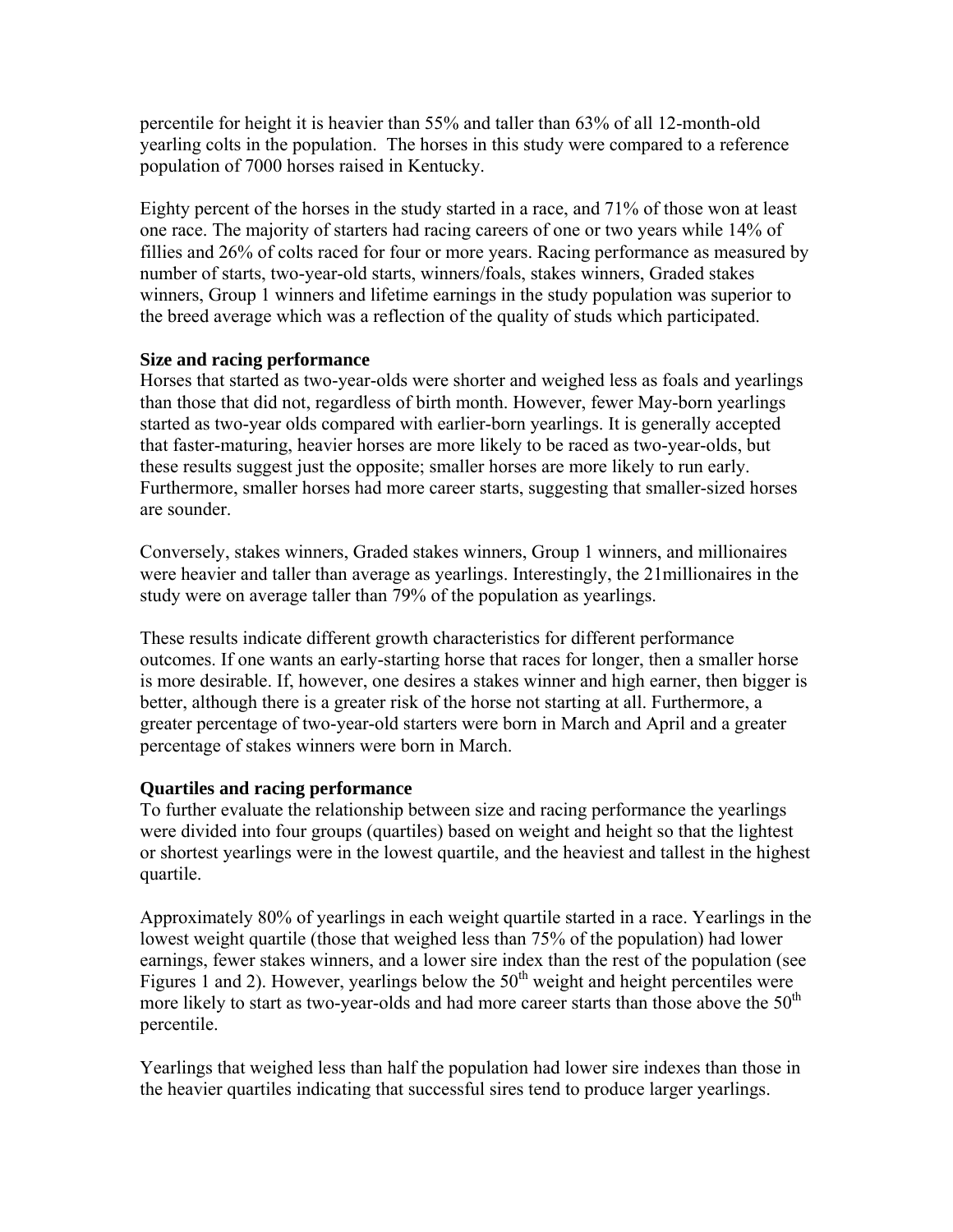percentile for height it is heavier than 55% and taller than 63% of all 12-month-old yearling colts in the population. The horses in this study were compared to a reference population of 7000 horses raised in Kentucky.

Eighty percent of the horses in the study started in a race, and 71% of those won at least one race. The majority of starters had racing careers of one or two years while 14% of fillies and 26% of colts raced for four or more years. Racing performance as measured by number of starts, two-year-old starts, winners/foals, stakes winners, Graded stakes winners, Group 1 winners and lifetime earnings in the study population was superior to the breed average which was a reflection of the quality of studs which participated.

### Size and racing performance

Horses that started as two-year-olds were shorter and weighed less as foals and yearlings than those that did not, regardless of birth month. However, fewer May-born yearlings started as two-year olds compared with earlier-born yearlings. It is generally accepted that faster-maturing, heavier horses are more likely to be raced as two-year-olds, but these results suggest just the opposite; smaller horses are more likely to run early. Furthermore, smaller horses had more career starts, suggesting that smaller-sized horses are sounder.

Conversely, stakes winners, Graded stakes winners, Group 1 winners, and millionaires were heavier and taller than average as yearlings. Interestingly, the 21millionaires in the study were on average taller than 79% of the population as yearlings.

These results indicate different growth characteristics for different performance outcomes. If one wants an early-starting horse that races for longer, then a smaller horse is more desirable. If, however, one desires a stakes winner and high earner, then bigger is better, although there is a greater risk of the horse not starting at all. Furthermore, a greater percentage of two-year-old starters were born in March and April and a greater percentage of stakes winners were born in March.

### Quartiles and racing performance

To further evaluate the relationship between size and racing performance the yearlings were divided into four groups (quartiles) based on weight and height so that the lightest or shortest yearlings were in the lowest quartile, and the heaviest and tallest in the highest quartile.

Approximately 80% of yearlings in each weight quartile started in a race. Yearlings in the lowest weight quartile (those that weighed less than 75% of the population) had lower earnings, fewer stakes winners, and a lower sire index than the rest of the population (see Figures 1 and 2). However, yearlings below the 50th weight and height percentiles were more likely to start as two-year-olds and had more career starts than those above the 50th percentile.

Yearlings that weighed less than half the population had lower sire indexes than those in the heavier quartiles indicating that successful sires tend to produce larger yearlings.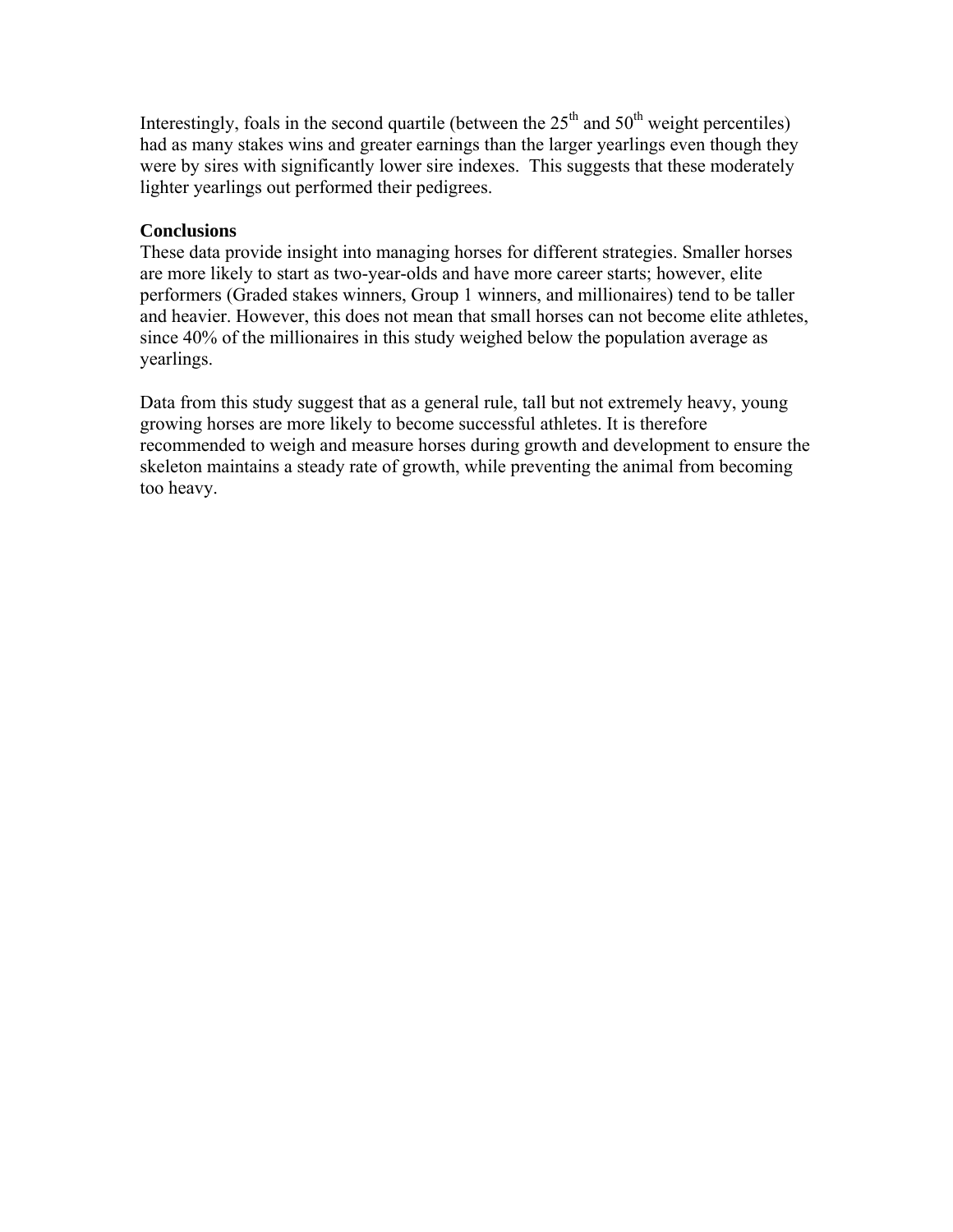Interestingly, foals in the second quartile (between the 25th and 50th weight percentiles) had as many stakes wins and greater earnings than the larger yearlings even though they were by sires with significantly lower sire indexes. This suggests that these moderately lighter yearlings out performed their pedigrees.

**Conclusions**

These data provide insight into managing horses for different strategies. Smaller horses are more likely to start as two-year-olds and have more career starts; however, elite performers (Graded stakes winners, Group 1 winners, and millionaires) tend to be taller and heavier. However, this does not mean that small horses can not become elite athletes, since 40% of the millionaires in this study weighed below the population average as yearlings.

Data from this study suggest that as a general rule, tall but not extremely heavy, young growing horses are more likely to become successful athletes. It is therefore recommended to weigh and measure horses during growth and development to ensure the skeleton maintains a steady rate of growth, while preventing the animal from becoming too heavy.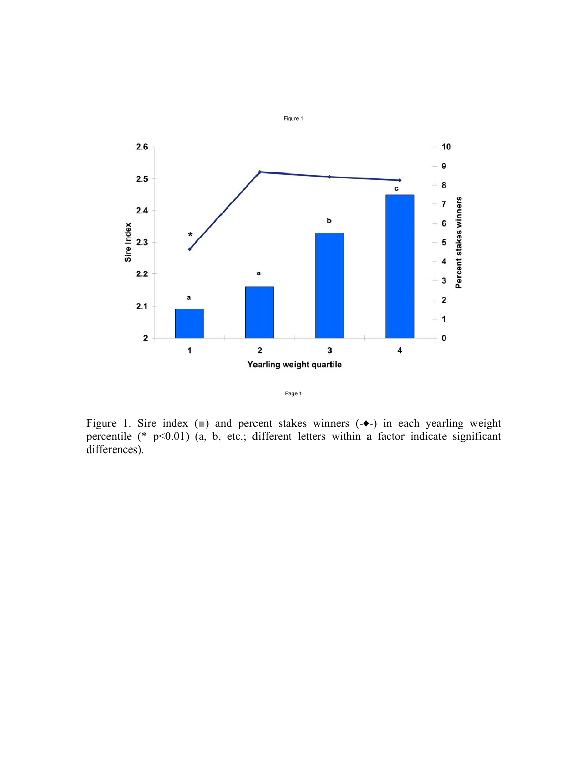Figure 1. Sire index (■) and percent stakes winners (-♦-) in each yearling weight percentile (* $p<0.01$) (a, b, etc.; different letters within a factor indicate significant differences).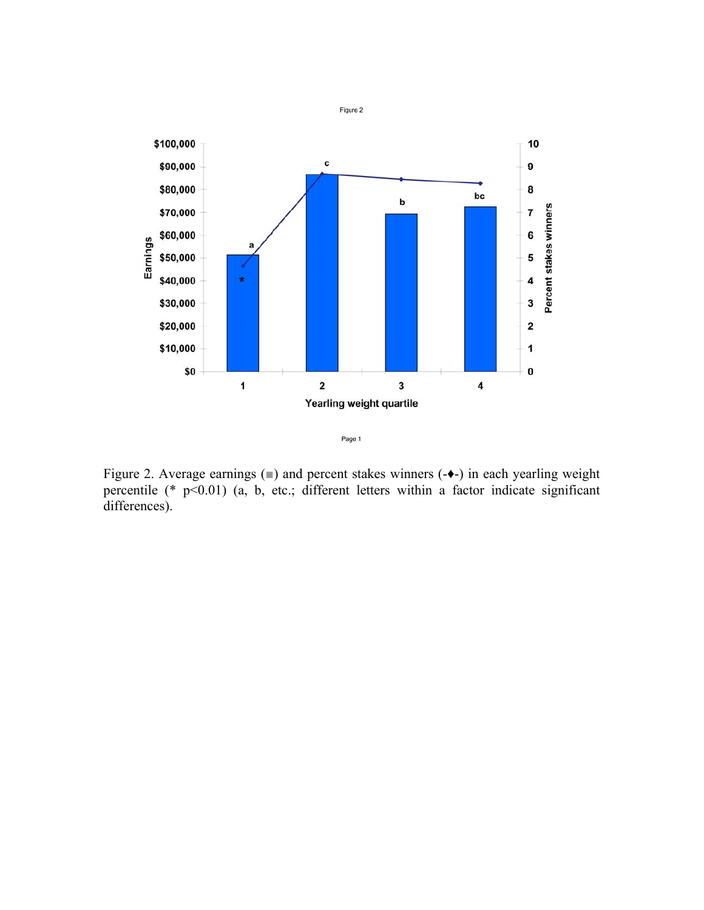Figure 2

$100,000
$90,000
$80,000
$70,000
$60,000
$50,000
$40,000
$30,000
$20,000
$10,000
$0

Earnings

10
9
8
7
6
5
4
3
2
1
0

Percent stakes winners

a
*
c
b
bc

1
2
3
4

Yearling weight quartile

Page 1

Figure 2. Average earnings (■) and percent stakes winners (-♦-) in each yearling weight percentile (* $p<0.01$) (a, b, etc.; different letters within a factor indicate significant differences).